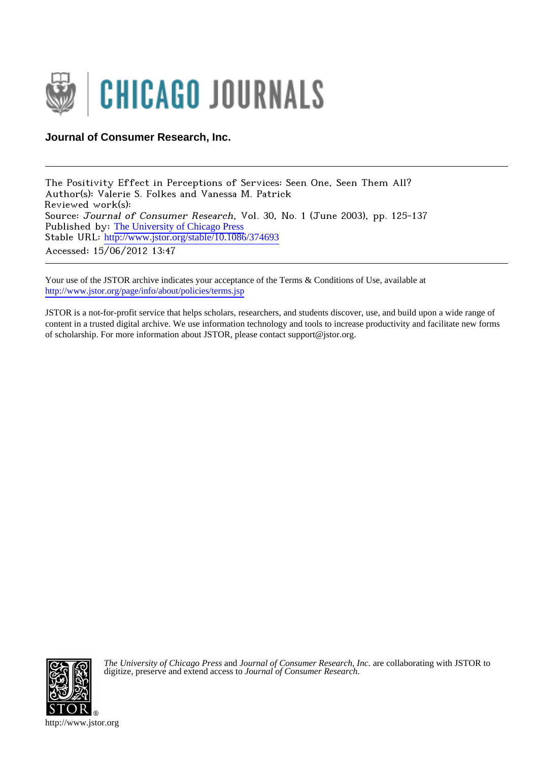CHICAGO JOURNALS

**Journal of Consumer Research, Inc.**

---

The Positivity Effect in Perceptions of Services: Seen One, Seen Them All?
Author(s): Valerie S. Folkes and Vanessa M. Patrick
Reviewed work(s):
Source: *Journal of Consumer Research*, Vol. 30, No. 1 (June 2003), pp. 125-137
Published by: The University of Chicago Press
Stable URL: http://www.jstor.org/stable/10.1086/374693
Accessed: 15/06/2012 13:47

---

Your use of the JSTOR archive indicates your acceptance of the Terms & Conditions of Use, available at http://www.jstor.org/page/info/about/policies/terms.jsp

JSTOR is a not-for-profit service that helps scholars, researchers, and students discover, use, and build upon a wide range of content in a trusted digital archive. We use information technology and tools to increase productivity and facilitate new forms of scholarship. For more information about JSTOR, please contact support@jstor.org.

*The University of Chicago Press* and *Journal of Consumer Research, Inc.* are collaborating with JSTOR to digitize, preserve and extend access to *Journal of Consumer Research.*

http://www.jstor.org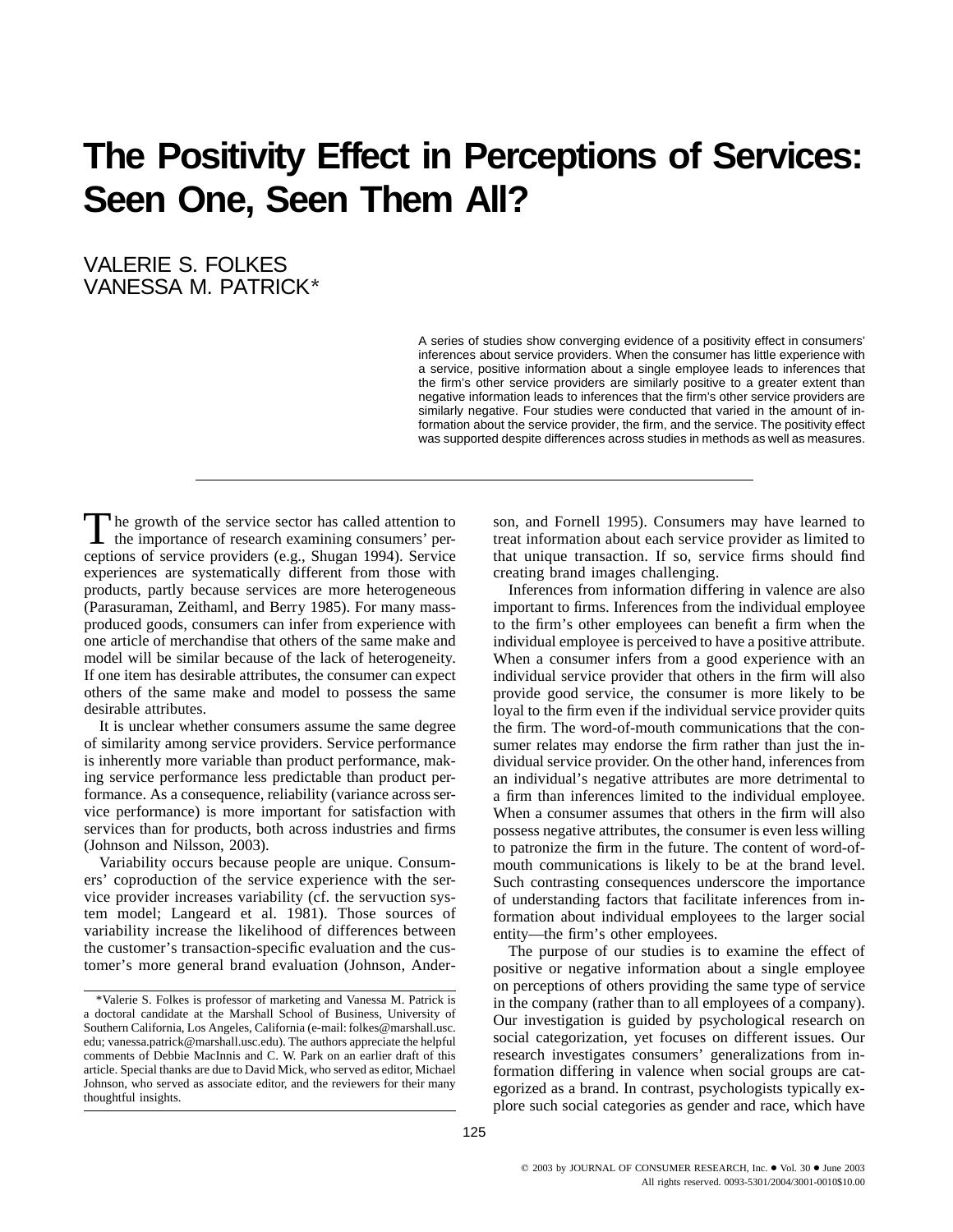# The Positivity Effect in Perceptions of Services: Seen One, Seen Them All?

VALERIE S. FOLKES
VANESSA M. PATRICK*

A series of studies show converging evidence of a positivity effect in consumers' inferences about service providers. When the consumer has little experience with a service, positive information about a single employee leads to inferences that the firm's other service providers are similarly positive to a greater extent than negative information leads to inferences that the firm's other service providers are similarly negative. Four studies were conducted that varied in the amount of information about the service provider, the firm, and the service. The positivity effect was supported despite differences across studies in methods as well as measures.

The growth of the service sector has called attention to the importance of research examining consumers' perceptions of service providers (e.g., Shugan 1994). Service experiences are systematically different from those with products, partly because services are more heterogeneous (Parasuraman, Zeithaml, and Berry 1985). For many mass-produced goods, consumers can infer from experience with one article of merchandise that others of the same make and model will be similar because of the lack of heterogeneity. If one item has desirable attributes, the consumer can expect others of the same make and model to possess the same desirable attributes.

It is unclear whether consumers assume the same degree of similarity among service providers. Service performance is inherently more variable than product performance, making service performance less predictable than product performance. As a consequence, reliability (variance across service performance) is more important for satisfaction with services than for products, both across industries and firms (Johnson and Nilsson, 2003).

Variability occurs because people are unique. Consumers' coproduction of the service experience with the service provider increases variability (cf. the servuction system model; Langeard et al. 1981). Those sources of variability increase the likelihood of differences between the customer's transaction-specific evaluation and the customer's more general brand evaluation (Johnson, Anderson, and Fornell 1995). Consumers may have learned to treat information about each service provider as limited to that unique transaction. If so, service firms should find creating brand images challenging.

Inferences from information differing in valence are also important to firms. Inferences from the individual employee to the firm's other employees can benefit a firm when the individual employee is perceived to have a positive attribute. When a consumer infers from a good experience with an individual service provider that others in the firm will also provide good service, the consumer is more likely to be loyal to the firm even if the individual service provider quits the firm. The word-of-mouth communications that the consumer relates may endorse the firm rather than just the individual service provider. On the other hand, inferences from an individual's negative attributes are more detrimental to a firm than inferences limited to the individual employee. When a consumer assumes that others in the firm will also possess negative attributes, the consumer is even less willing to patronize the firm in the future. The content of word-of-mouth communications is likely to be at the brand level. Such contrasting consequences underscore the importance of understanding factors that facilitate inferences from information about individual employees to the larger social entity—the firm's other employees.

The purpose of our studies is to examine the effect of positive or negative information about a single employee on perceptions of others providing the same type of service in the company (rather than to all employees of a company). Our investigation is guided by psychological research on social categorization, yet focuses on different issues. Our research investigates consumers' generalizations from information differing in valence when social groups are categorized as a brand. In contrast, psychologists typically explore such social categories as gender and race, which have

*Valerie S. Folkes is professor of marketing and Vanessa M. Patrick is a doctoral candidate at the Marshall School of Business, University of Southern California, Los Angeles, California (e-mail: folkes@marshall.usc.edu; vanessa.patrick@marshall.usc.edu). The authors appreciate the helpful comments of Debbie MacInnis and C. W. Park on an earlier draft of this article. Special thanks are due to David Mick, who served as editor, Michael Johnson, who served as associate editor, and the reviewers for their many thoughtful insights.

© 2003 by JOURNAL OF CONSUMER RESEARCH, Inc. ● Vol. 30 ● June 2003
All rights reserved. 0093-5301/2004/3001-0010$10.00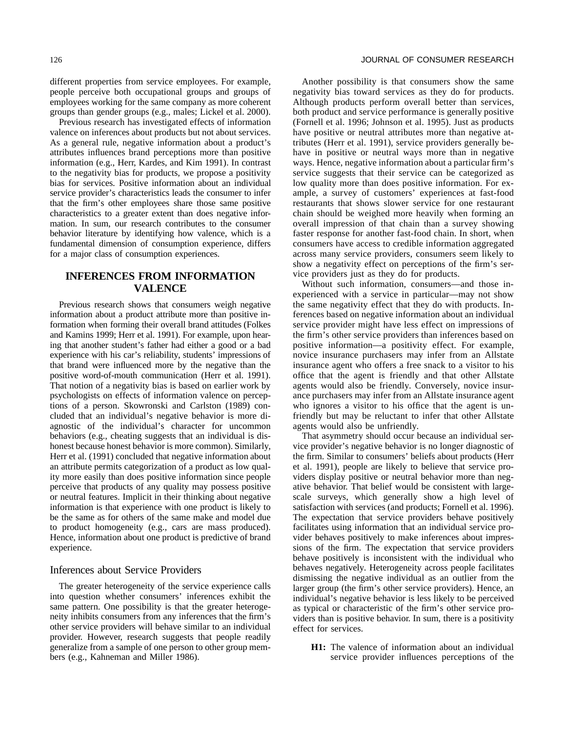different properties from service employees. For example, people perceive both occupational groups and groups of employees working for the same company as more coherent groups than gender groups (e.g., males; Lickel et al. 2000).

Previous research has investigated effects of information valence on inferences about products but not about services. As a general rule, negative information about a product's attributes influences brand perceptions more than positive information (e.g., Herr, Kardes, and Kim 1991). In contrast to the negativity bias for products, we propose a positivity bias for services. Positive information about an individual service provider's characteristics leads the consumer to infer that the firm's other employees share those same positive characteristics to a greater extent than does negative information. In sum, our research contributes to the consumer behavior literature by identifying how valence, which is a fundamental dimension of consumption experience, differs for a major class of consumption experiences.

## INFERENCES FROM INFORMATION VALENCE

Previous research shows that consumers weigh negative information about a product attribute more than positive information when forming their overall brand attitudes (Folkes and Kamins 1999; Herr et al. 1991). For example, upon hearing that another student's father had either a good or a bad experience with his car's reliability, students' impressions of that brand were influenced more by the negative than the positive word-of-mouth communication (Herr et al. 1991). That notion of a negativity bias is based on earlier work by psychologists on effects of information valence on perceptions of a person. Skowronski and Carlston (1989) concluded that an individual's negative behavior is more diagnostic of the individual's character for uncommon behaviors (e.g., cheating suggests that an individual is dishonest because honest behavior is more common). Similarly, Herr et al. (1991) concluded that negative information about an attribute permits categorization of a product as low quality more easily than does positive information since people perceive that products of any quality may possess positive or neutral features. Implicit in their thinking about negative information is that experience with one product is likely to be the same as for others of the same make and model due to product homogeneity (e.g., cars are mass produced). Hence, information about one product is predictive of brand experience.

### Inferences about Service Providers

The greater heterogeneity of the service experience calls into question whether consumers' inferences exhibit the same pattern. One possibility is that the greater heterogeneity inhibits consumers from any inferences that the firm's other service providers will behave similar to an individual provider. However, research suggests that people readily generalize from a sample of one person to other group members (e.g., Kahneman and Miller 1986).

Another possibility is that consumers show the same negativity bias toward services as they do for products. Although products perform overall better than services, both product and service performance is generally positive (Fornell et al. 1996; Johnson et al. 1995). Just as products have positive or neutral attributes more than negative attributes (Herr et al. 1991), service providers generally behave in positive or neutral ways more than in negative ways. Hence, negative information about a particular firm's service suggests that their service can be categorized as low quality more than does positive information. For example, a survey of customers' experiences at fast-food restaurants that shows slower service for one restaurant chain should be weighed more heavily when forming an overall impression of that chain than a survey showing faster response for another fast-food chain. In short, when consumers have access to credible information aggregated across many service providers, consumers seem likely to show a negativity effect on perceptions of the firm's service providers just as they do for products.

Without such information, consumers—and those inexperienced with a service in particular—may not show the same negativity effect that they do with products. Inferences based on negative information about an individual service provider might have less effect on impressions of the firm's other service providers than inferences based on positive information—a positivity effect. For example, novice insurance purchasers may infer from an Allstate insurance agent who offers a free snack to a visitor to his office that the agent is friendly and that other Allstate agents would also be friendly. Conversely, novice insurance purchasers may infer from an Allstate insurance agent who ignores a visitor to his office that the agent is unfriendly but may be reluctant to infer that other Allstate agents would also be unfriendly.

That asymmetry should occur because an individual service provider's negative behavior is no longer diagnostic of the firm. Similar to consumers' beliefs about products (Herr et al. 1991), people are likely to believe that service providers display positive or neutral behavior more than negative behavior. That belief would be consistent with large-scale surveys, which generally show a high level of satisfaction with services (and products; Fornell et al. 1996). The expectation that service providers behave positively facilitates using information that an individual service provider behaves positively to make inferences about impressions of the firm. The expectation that service providers behave positively is inconsistent with the individual who behaves negatively. Heterogeneity across people facilitates dismissing the negative individual as an outlier from the larger group (the firm's other service providers). Hence, an individual's negative behavior is less likely to be perceived as typical or characteristic of the firm's other service providers than is positive behavior. In sum, there is a positivity effect for services.

> **H1:** The valence of information about an individual service provider influences perceptions of the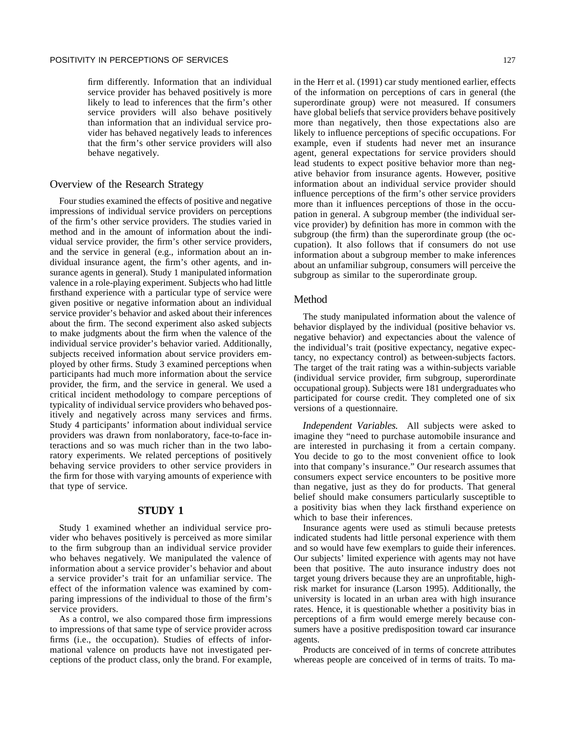firm differently. Information that an individual service provider has behaved positively is more likely to lead to inferences that the firm's other service providers will also behave positively than information that an individual service provider has behaved negatively leads to inferences that the firm's other service providers will also behave negatively.

## Overview of the Research Strategy

Four studies examined the effects of positive and negative impressions of individual service providers on perceptions of the firm's other service providers. The studies varied in method and in the amount of information about the individual service provider, the firm's other service providers, and the service in general (e.g., information about an individual insurance agent, the firm's other agents, and insurance agents in general). Study 1 manipulated information valence in a role-playing experiment. Subjects who had little firsthand experience with a particular type of service were given positive or negative information about an individual service provider's behavior and asked about their inferences about the firm. The second experiment also asked subjects to make judgments about the firm when the valence of the individual service provider's behavior varied. Additionally, subjects received information about service providers employed by other firms. Study 3 examined perceptions when participants had much more information about the service provider, the firm, and the service in general. We used a critical incident methodology to compare perceptions of typicality of individual service providers who behaved positively and negatively across many services and firms. Study 4 participants' information about individual service providers was drawn from nonlaboratory, face-to-face interactions and so was much richer than in the two laboratory experiments. We related perceptions of positively behaving service providers to other service providers in the firm for those with varying amounts of experience with that type of service.

## STUDY 1

Study 1 examined whether an individual service provider who behaves positively is perceived as more similar to the firm subgroup than an individual service provider who behaves negatively. We manipulated the valence of information about a service provider's behavior and about a service provider's trait for an unfamiliar service. The effect of the information valence was examined by comparing impressions of the individual to those of the firm's service providers.

As a control, we also compared those firm impressions to impressions of that same type of service provider across firms (i.e., the occupation). Studies of effects of informational valence on products have not investigated perceptions of the product class, only the brand. For example, in the Herr et al. (1991) car study mentioned earlier, effects of the information on perceptions of cars in general (the superordinate group) were not measured. If consumers have global beliefs that service providers behave positively more than negatively, then those expectations also are likely to influence perceptions of specific occupations. For example, even if students had never met an insurance agent, general expectations for service providers should lead students to expect positive behavior more than negative behavior from insurance agents. However, positive information about an individual service provider should influence perceptions of the firm's other service providers more than it influences perceptions of those in the occupation in general. A subgroup member (the individual service provider) by definition has more in common with the subgroup (the firm) than the superordinate group (the occupation). It also follows that if consumers do not use information about a subgroup member to make inferences about an unfamiliar subgroup, consumers will perceive the subgroup as similar to the superordinate group.

### Method

The study manipulated information about the valence of behavior displayed by the individual (positive behavior vs. negative behavior) and expectancies about the valence of the individual's trait (positive expectancy, negative expectancy, no expectancy control) as between-subjects factors. The target of the trait rating was a within-subjects variable (individual service provider, firm subgroup, superordinate occupational group). Subjects were 181 undergraduates who participated for course credit. They completed one of six versions of a questionnaire.

*Independent Variables.* All subjects were asked to imagine they "need to purchase automobile insurance and are interested in purchasing it from a certain company. You decide to go to the most convenient office to look into that company's insurance." Our research assumes that consumers expect service encounters to be positive more than negative, just as they do for products. That general belief should make consumers particularly susceptible to a positivity bias when they lack firsthand experience on which to base their inferences.

Insurance agents were used as stimuli because pretests indicated students had little personal experience with them and so would have few exemplars to guide their inferences. Our subjects' limited experience with agents may not have been that positive. The auto insurance industry does not target young drivers because they are an unprofitable, high-risk market for insurance (Larson 1995). Additionally, the university is located in an urban area with high insurance rates. Hence, it is questionable whether a positivity bias in perceptions of a firm would emerge merely because consumers have a positive predisposition toward car insurance agents.

Products are conceived of in terms of concrete attributes whereas people are conceived of in terms of traits. To ma-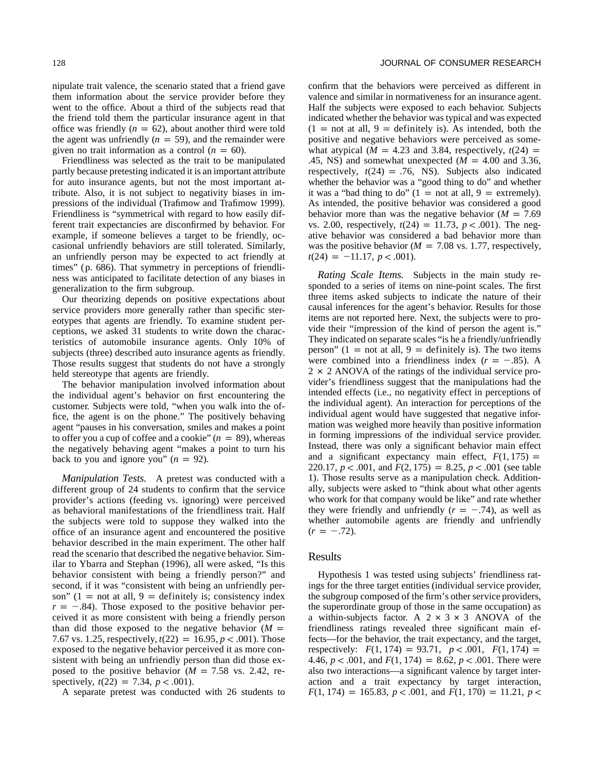nipulate trait valence, the scenario stated that a friend gave them information about the service provider before they went to the office. About a third of the subjects read that the friend told them the particular insurance agent in that office was friendly ($n = 62$), about another third were told the agent was unfriendly ($n = 59$), and the remainder were given no trait information as a control ($n = 60$).

Friendliness was selected as the trait to be manipulated partly because pretesting indicated it is an important attribute for auto insurance agents, but not the most important attribute. Also, it is not subject to negativity biases in impressions of the individual (Trafimow and Trafimow 1999). Friendliness is "symmetrical with regard to how easily different trait expectancies are disconfirmed by behavior. For example, if someone believes a target to be friendly, occasional unfriendly behaviors are still tolerated. Similarly, an unfriendly person may be expected to act friendly at times" (p. 686). That symmetry in perceptions of friendliness was anticipated to facilitate detection of any biases in generalization to the firm subgroup.

Our theorizing depends on positive expectations about service providers more generally rather than specific stereotypes that agents are friendly. To examine student perceptions, we asked 31 students to write down the characteristics of automobile insurance agents. Only 10% of subjects (three) described auto insurance agents as friendly. Those results suggest that students do not have a strongly held stereotype that agents are friendly.

The behavior manipulation involved information about the individual agent's behavior on first encountering the customer. Subjects were told, "when you walk into the office, the agent is on the phone." The positively behaving agent "pauses in his conversation, smiles and makes a point to offer you a cup of coffee and a cookie" ($n = 89$), whereas the negatively behaving agent "makes a point to turn his back to you and ignore you" ($n = 92$).

*Manipulation Tests.* A pretest was conducted with a different group of 24 students to confirm that the service provider's actions (feeding vs. ignoring) were perceived as behavioral manifestations of the friendliness trait. Half the subjects were told to suppose they walked into the office of an insurance agent and encountered the positive behavior described in the main experiment. The other half read the scenario that described the negative behavior. Similar to Ybarra and Stephan (1996), all were asked, "Is this behavior consistent with being a friendly person?" and second, if it was "consistent with being an unfriendly person" (1 = not at all, 9 = definitely is; consistency index $r = -.84$). Those exposed to the positive behavior perceived it as more consistent with being a friendly person than did those exposed to the negative behavior ($M =$ 7.67 vs. 1.25, respectively, $t(22) = 16.95$, $p < .001$). Those exposed to the negative behavior perceived it as more consistent with being an unfriendly person than did those exposed to the positive behavior ($M = 7.58$ vs. 2.42, respectively, $t(22) = 7.34$, $p < .001$).

A separate pretest was conducted with 26 students to confirm that the behaviors were perceived as different in valence and similar in normativeness for an insurance agent. Half the subjects were exposed to each behavior. Subjects indicated whether the behavior was typical and was expected (1 = not at all, 9 = definitely is). As intended, both the positive and negative behaviors were perceived as somewhat atypical ($M = 4.23$ and 3.84, respectively, $t(24) =$ .45, NS) and somewhat unexpected ($M = 4.00$ and 3.36, respectively, $t(24) = .76$, NS). Subjects also indicated whether the behavior was a "good thing to do" and whether it was a "bad thing to do" (1 = not at all, 9 = extremely). As intended, the positive behavior was considered a good behavior more than was the negative behavior ($M = 7.69$ vs. 2.00, respectively, $t(24) = 11.73$, $p < .001$). The negative behavior was considered a bad behavior more than was the positive behavior ($M = 7.08$ vs. 1.77, respectively, $t(24) = -11.17$, $p < .001$).

*Rating Scale Items.* Subjects in the main study responded to a series of items on nine-point scales. The first three items asked subjects to indicate the nature of their causal inferences for the agent's behavior. Results for those items are not reported here. Next, the subjects were to provide their "impression of the kind of person the agent is." They indicated on separate scales "is he a friendly/unfriendly person" (1 = not at all, 9 = definitely is). The two items were combined into a friendliness index ($r = -.85$). A $2 \times 2$ ANOVA of the ratings of the individual service provider's friendliness suggest that the manipulations had the intended effects (i.e., no negativity effect in perceptions of the individual agent). An interaction for perceptions of the individual agent would have suggested that negative information was weighed more heavily than positive information in forming impressions of the individual service provider. Instead, there was only a significant behavior main effect and a significant expectancy main effect, $F(1, 175) =$ 220.17, $p < .001$, and $F(2, 175) = 8.25$, $p < .001$ (see table 1). Those results serve as a manipulation check. Additionally, subjects were asked to "think about what other agents who work for that company would be like" and rate whether they were friendly and unfriendly ($r = -.74$), as well as whether automobile agents are friendly and unfriendly ($r = -.72$).

## Results

Hypothesis 1 was tested using subjects' friendliness ratings for the three target entities (individual service provider, the subgroup composed of the firm's other service providers, the superordinate group of those in the same occupation) as a within-subjects factor. A $2 \times 3 \times 3$ ANOVA of the friendliness ratings revealed three significant main effects—for the behavior, the trait expectancy, and the target, respectively: $F(1, 174) = 93.71$, $p < .001$, $F(1, 174) =$ 4.46, $p < .001$, and $F(1, 174) = 8.62$, $p < .001$. There were also two interactions—a significant valence by target interaction and a trait expectancy by target interaction, $F(1, 174) = 165.83$, $p < .001$, and $F(1, 170) = 11.21$, $p <$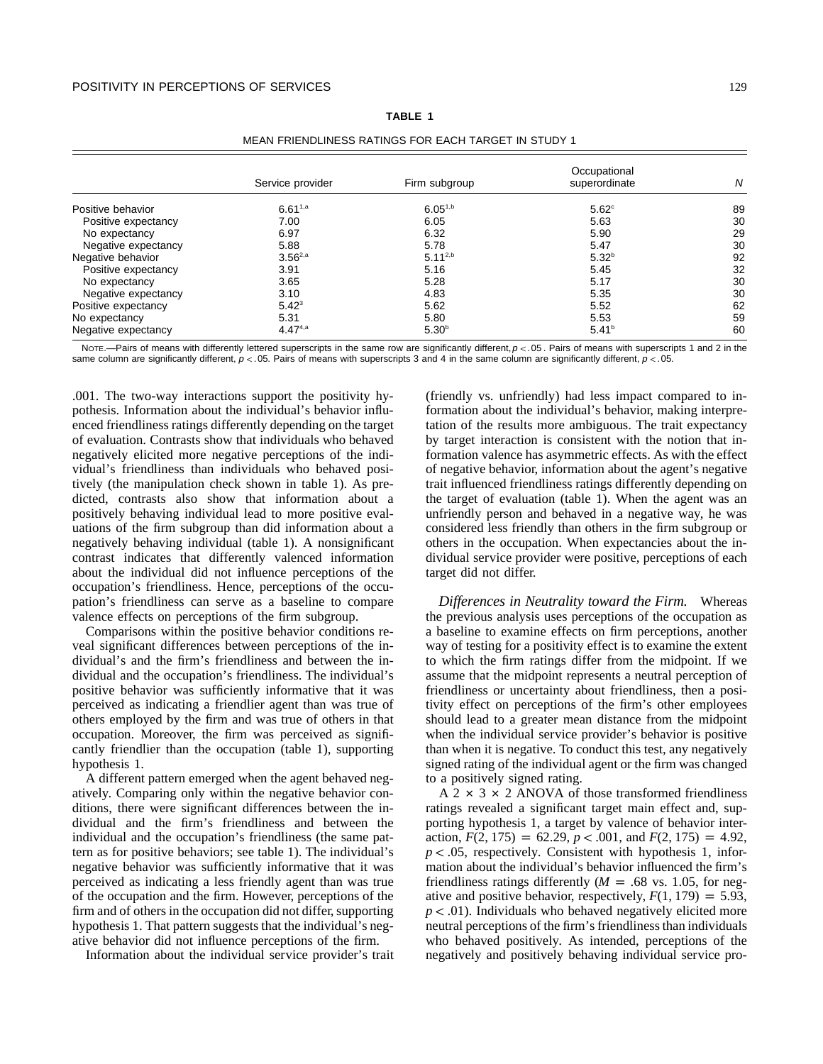**TABLE 1**

MEAN FRIENDLINESS RATINGS FOR EACH TARGET IN STUDY 1

| | Service provider | Firm subgroup | Occupational superordinate | N |
|---|---|---|---|---|
| Positive behavior | $6.61^{1,a}$ | $6.05^{1,b}$ | $5.62^{c}$ | 89 |
| Positive expectancy | 7.00 | 6.05 | 5.63 | 30 |
| No expectancy | 6.97 | 6.32 | 5.90 | 29 |
| Negative expectancy | 5.88 | 5.78 | 5.47 | 30 |
| Negative behavior | $3.56^{2,a}$ | $5.11^{2,b}$ | $5.32^{b}$ | 92 |
| Positive expectancy | 3.91 | 5.16 | 5.45 | 32 |
| No expectancy | 3.65 | 5.28 | 5.17 | 30 |
| Negative expectancy | 3.10 | 4.83 | 5.35 | 30 |
| Positive expectancy | $5.42^{3}$ | 5.62 | 5.52 | 62 |
| No expectancy | 5.31 | 5.80 | 5.53 | 59 |
| Negative expectancy | $4.47^{4,a}$ | $5.30^{b}$ | $5.41^{b}$ | 60 |

NOTE.—Pairs of means with differently lettered superscripts in the same row are significantly different, $p < .05$. Pairs of means with superscripts 1 and 2 in the same column are significantly different, $p < .05$. Pairs of means with superscripts 3 and 4 in the same column are significantly different, $p < .05$.

.001. The two-way interactions support the positivity hypothesis. Information about the individual's behavior influenced friendliness ratings differently depending on the target of evaluation. Contrasts show that individuals who behaved negatively elicited more negative perceptions of the individual's friendliness than individuals who behaved positively (the manipulation check shown in table 1). As predicted, contrasts also show that information about a positively behaving individual lead to more positive evaluations of the firm subgroup than did information about a negatively behaving individual (table 1). A nonsignificant contrast indicates that differently valenced information about the individual did not influence perceptions of the occupation's friendliness. Hence, perceptions of the occupation's friendliness can serve as a baseline to compare valence effects on perceptions of the firm subgroup.

Comparisons within the positive behavior conditions reveal significant differences between perceptions of the individual's and the firm's friendliness and between the individual and the occupation's friendliness. The individual's positive behavior was sufficiently informative that it was perceived as indicating a friendlier agent than was true of others employed by the firm and was true of others in that occupation. Moreover, the firm was perceived as significantly friendlier than the occupation (table 1), supporting hypothesis 1.

A different pattern emerged when the agent behaved negatively. Comparing only within the negative behavior conditions, there were significant differences between the individual and the firm's friendliness and between the individual and the occupation's friendliness (the same pattern as for positive behaviors; see table 1). The individual's negative behavior was sufficiently informative that it was perceived as indicating a less friendly agent than was true of the occupation and the firm. However, perceptions of the firm and of others in the occupation did not differ, supporting hypothesis 1. That pattern suggests that the individual's negative behavior did not influence perceptions of the firm.

Information about the individual service provider's trait (friendly vs. unfriendly) had less impact compared to information about the individual's behavior, making interpretation of the results more ambiguous. The trait expectancy by target interaction is consistent with the notion that information valence has asymmetric effects. As with the effect of negative behavior, information about the agent's negative trait influenced friendliness ratings differently depending on the target of evaluation (table 1). When the agent was an unfriendly person and behaved in a negative way, he was considered less friendly than others in the firm subgroup or others in the occupation. When expectancies about the individual service provider were positive, perceptions of each target did not differ.

*Differences in Neutrality toward the Firm.* Whereas the previous analysis uses perceptions of the occupation as a baseline to examine effects on firm perceptions, another way of testing for a positivity effect is to examine the extent to which the firm ratings differ from the midpoint. If we assume that the midpoint represents a neutral perception of friendliness or uncertainty about friendliness, then a positivity effect on perceptions of the firm's other employees should lead to a greater mean distance from the midpoint when the individual service provider's behavior is positive than when it is negative. To conduct this test, any negatively signed rating of the individual agent or the firm was changed to a positively signed rating.

A $2 \times 3 \times 2$ ANOVA of those transformed friendliness ratings revealed a significant target main effect and, supporting hypothesis 1, a target by valence of behavior interaction, $F(2, 175) = 62.29$, $p < .001$, and $F(2, 175) = 4.92$, $p < .05$, respectively. Consistent with hypothesis 1, information about the individual's behavior influenced the firm's friendliness ratings differently ($M = .68$ vs. 1.05, for negative and positive behavior, respectively, $F(1, 179) = 5.93$, $p < .01$). Individuals who behaved negatively elicited more neutral perceptions of the firm's friendliness than individuals who behaved positively. As intended, perceptions of the negatively and positively behaving individual service pro-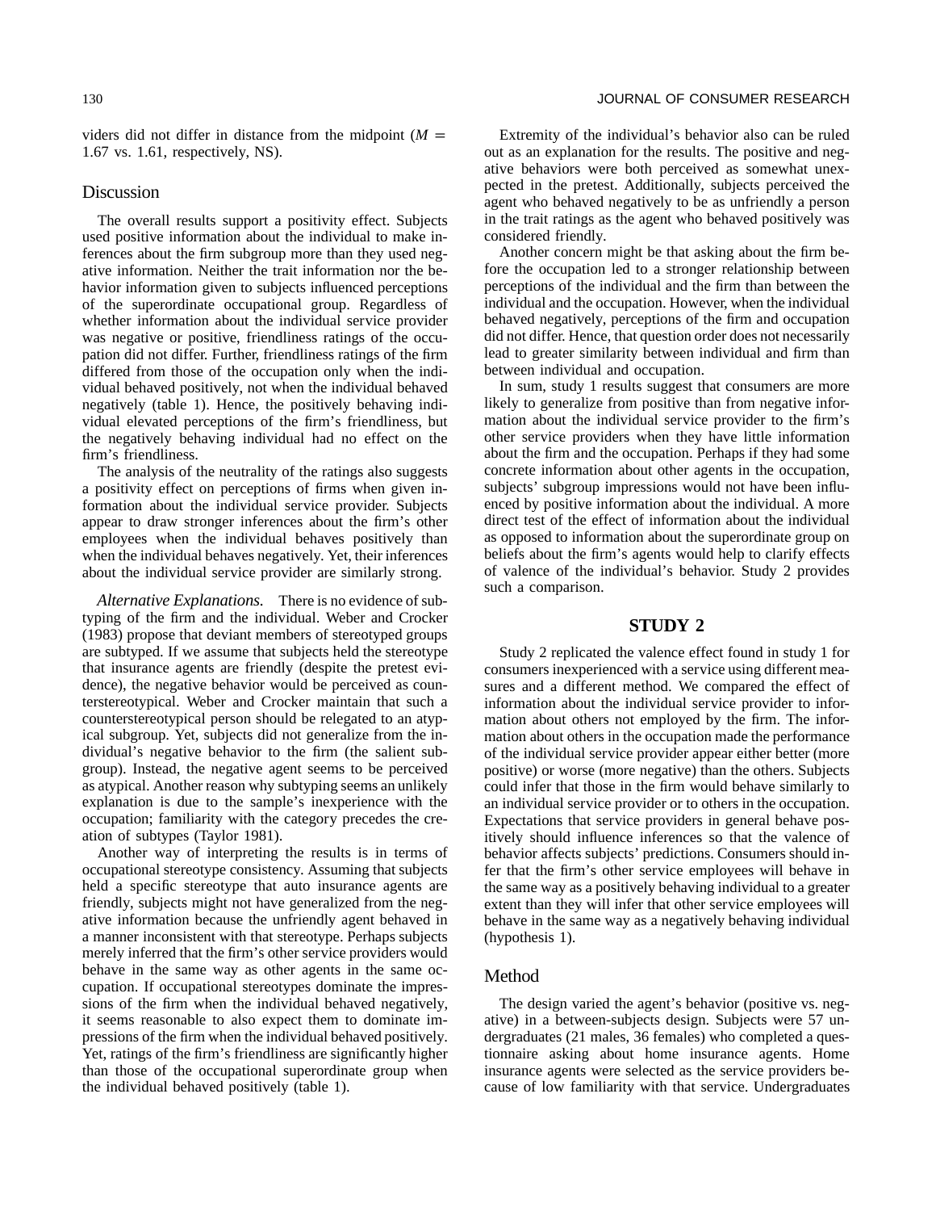viders did not differ in distance from the midpoint ($M =$ 1.67 vs. 1.61, respectively, NS).

## Discussion

The overall results support a positivity effect. Subjects used positive information about the individual to make inferences about the firm subgroup more than they used negative information. Neither the trait information nor the behavior information given to subjects influenced perceptions of the superordinate occupational group. Regardless of whether information about the individual service provider was negative or positive, friendliness ratings of the occupation did not differ. Further, friendliness ratings of the firm differed from those of the occupation only when the individual behaved positively, not when the individual behaved negatively (table 1). Hence, the positively behaving individual elevated perceptions of the firm's friendliness, but the negatively behaving individual had no effect on the firm's friendliness.

The analysis of the neutrality of the ratings also suggests a positivity effect on perceptions of firms when given information about the individual service provider. Subjects appear to draw stronger inferences about the firm's other employees when the individual behaves positively than when the individual behaves negatively. Yet, their inferences about the individual service provider are similarly strong.

*Alternative Explanations.* There is no evidence of subtyping of the firm and the individual. Weber and Crocker (1983) propose that deviant members of stereotyped groups are subtyped. If we assume that subjects held the stereotype that insurance agents are friendly (despite the pretest evidence), the negative behavior would be perceived as counterstereotypical. Weber and Crocker maintain that such a counterstereotypical person should be relegated to an atypical subgroup. Yet, subjects did not generalize from the individual's negative behavior to the firm (the salient subgroup). Instead, the negative agent seems to be perceived as atypical. Another reason why subtyping seems an unlikely explanation is due to the sample's inexperience with the occupation; familiarity with the category precedes the creation of subtypes (Taylor 1981).

Another way of interpreting the results is in terms of occupational stereotype consistency. Assuming that subjects held a specific stereotype that auto insurance agents are friendly, subjects might not have generalized from the negative information because the unfriendly agent behaved in a manner inconsistent with that stereotype. Perhaps subjects merely inferred that the firm's other service providers would behave in the same way as other agents in the same occupation. If occupational stereotypes dominate the impressions of the firm when the individual behaved negatively, it seems reasonable to also expect them to dominate impressions of the firm when the individual behaved positively. Yet, ratings of the firm's friendliness are significantly higher than those of the occupational superordinate group when the individual behaved positively (table 1).

Extremity of the individual's behavior also can be ruled out as an explanation for the results. The positive and negative behaviors were both perceived as somewhat unexpected in the pretest. Additionally, subjects perceived the agent who behaved negatively to be as unfriendly a person in the trait ratings as the agent who behaved positively was considered friendly.

Another concern might be that asking about the firm before the occupation led to a stronger relationship between perceptions of the individual and the firm than between the individual and the occupation. However, when the individual behaved negatively, perceptions of the firm and occupation did not differ. Hence, that question order does not necessarily lead to greater similarity between individual and firm than between individual and occupation.

In sum, study 1 results suggest that consumers are more likely to generalize from positive than from negative information about the individual service provider to the firm's other service providers when they have little information about the firm and the occupation. Perhaps if they had some concrete information about other agents in the occupation, subjects' subgroup impressions would not have been influenced by positive information about the individual. A more direct test of the effect of information about the individual as opposed to information about the superordinate group on beliefs about the firm's agents would help to clarify effects of valence of the individual's behavior. Study 2 provides such a comparison.

# STUDY 2

Study 2 replicated the valence effect found in study 1 for consumers inexperienced with a service using different measures and a different method. We compared the effect of information about the individual service provider to information about others not employed by the firm. The information about others in the occupation made the performance of the individual service provider appear either better (more positive) or worse (more negative) than the others. Subjects could infer that those in the firm would behave similarly to an individual service provider or to others in the occupation. Expectations that service providers in general behave positively should influence inferences so that the valence of behavior affects subjects' predictions. Consumers should infer that the firm's other service employees will behave in the same way as a positively behaving individual to a greater extent than they will infer that other service employees will behave in the same way as a negatively behaving individual (hypothesis 1).

## Method

The design varied the agent's behavior (positive vs. negative) in a between-subjects design. Subjects were 57 undergraduates (21 males, 36 females) who completed a questionnaire asking about home insurance agents. Home insurance agents were selected as the service providers because of low familiarity with that service. Undergraduates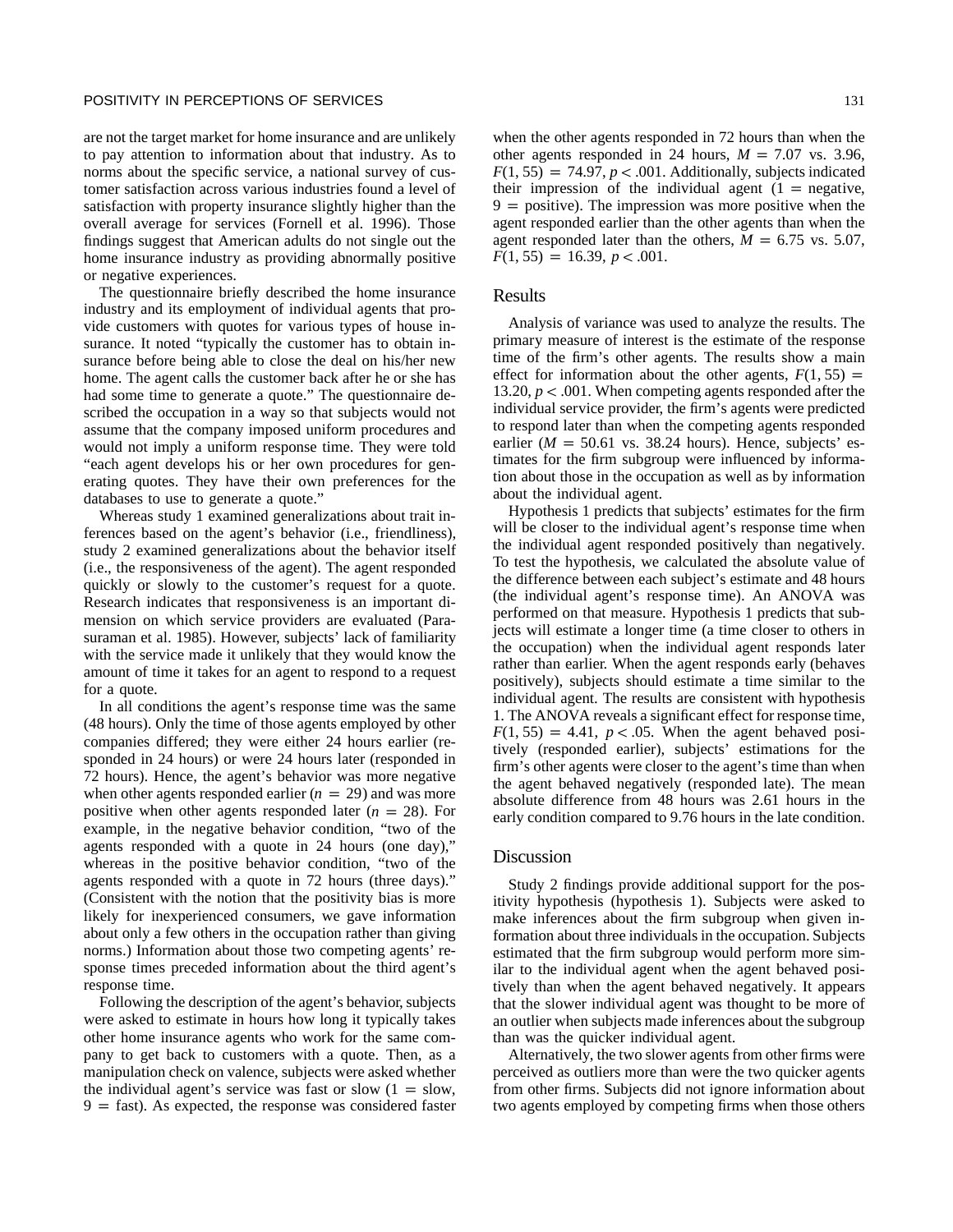are not the target market for home insurance and are unlikely to pay attention to information about that industry. As to norms about the specific service, a national survey of customer satisfaction across various industries found a level of satisfaction with property insurance slightly higher than the overall average for services (Fornell et al. 1996). Those findings suggest that American adults do not single out the home insurance industry as providing abnormally positive or negative experiences.

The questionnaire briefly described the home insurance industry and its employment of individual agents that provide customers with quotes for various types of house insurance. It noted "typically the customer has to obtain insurance before being able to close the deal on his/her new home. The agent calls the customer back after he or she has had some time to generate a quote." The questionnaire described the occupation in a way so that subjects would not assume that the company imposed uniform procedures and would not imply a uniform response time. They were told "each agent develops his or her own procedures for generating quotes. They have their own preferences for the databases to use to generate a quote."

Whereas study 1 examined generalizations about trait inferences based on the agent's behavior (i.e., friendliness), study 2 examined generalizations about the behavior itself (i.e., the responsiveness of the agent). The agent responded quickly or slowly to the customer's request for a quote. Research indicates that responsiveness is an important dimension on which service providers are evaluated (Parasuraman et al. 1985). However, subjects' lack of familiarity with the service made it unlikely that they would know the amount of time it takes for an agent to respond to a request for a quote.

In all conditions the agent's response time was the same (48 hours). Only the time of those agents employed by other companies differed; they were either 24 hours earlier (responded in 24 hours) or were 24 hours later (responded in 72 hours). Hence, the agent's behavior was more negative when other agents responded earlier ($n = 29$) and was more positive when other agents responded later ($n = 28$). For example, in the negative behavior condition, "two of the agents responded with a quote in 24 hours (one day)," whereas in the positive behavior condition, "two of the agents responded with a quote in 72 hours (three days)." (Consistent with the notion that the positivity bias is more likely for inexperienced consumers, we gave information about only a few others in the occupation rather than giving norms.) Information about those two competing agents' response times preceded information about the third agent's response time.

Following the description of the agent's behavior, subjects were asked to estimate in hours how long it typically takes other home insurance agents who work for the same company to get back to customers with a quote. Then, as a manipulation check on valence, subjects were asked whether the individual agent's service was fast or slow (1 = slow, 9 = fast). As expected, the response was considered faster when the other agents responded in 72 hours than when the other agents responded in 24 hours, $M = 7.07$ vs. 3.96, $F(1, 55) = 74.97$, $p < .001$. Additionally, subjects indicated their impression of the individual agent (1 = negative, 9 = positive). The impression was more positive when the agent responded earlier than the other agents than when the agent responded later than the others, $M = 6.75$ vs. 5.07, $F(1, 55) = 16.39$, $p < .001$.

## Results

Analysis of variance was used to analyze the results. The primary measure of interest is the estimate of the response time of the firm's other agents. The results show a main effect for information about the other agents, $F(1, 55) = 13.20$, $p < .001$. When competing agents responded after the individual service provider, the firm's agents were predicted to respond later than when the competing agents responded earlier ($M = 50.61$ vs. 38.24 hours). Hence, subjects' estimates for the firm subgroup were influenced by information about those in the occupation as well as by information about the individual agent.

Hypothesis 1 predicts that subjects' estimates for the firm will be closer to the individual agent's response time when the individual agent responded positively than negatively. To test the hypothesis, we calculated the absolute value of the difference between each subject's estimate and 48 hours (the individual agent's response time). An ANOVA was performed on that measure. Hypothesis 1 predicts that subjects will estimate a longer time (a time closer to others in the occupation) when the individual agent responds later rather than earlier. When the agent responds early (behaves positively), subjects should estimate a time similar to the individual agent. The results are consistent with hypothesis 1. The ANOVA reveals a significant effect for response time, $F(1, 55) = 4.41$, $p < .05$. When the agent behaved positively (responded earlier), subjects' estimations for the firm's other agents were closer to the agent's time than when the agent behaved negatively (responded late). The mean absolute difference from 48 hours was 2.61 hours in the early condition compared to 9.76 hours in the late condition.

## Discussion

Study 2 findings provide additional support for the positivity hypothesis (hypothesis 1). Subjects were asked to make inferences about the firm subgroup when given information about three individuals in the occupation. Subjects estimated that the firm subgroup would perform more similar to the individual agent when the agent behaved positively than when the agent behaved negatively. It appears that the slower individual agent was thought to be more of an outlier when subjects made inferences about the subgroup than was the quicker individual agent.

Alternatively, the two slower agents from other firms were perceived as outliers more than were the two quicker agents from other firms. Subjects did not ignore information about two agents employed by competing firms when those others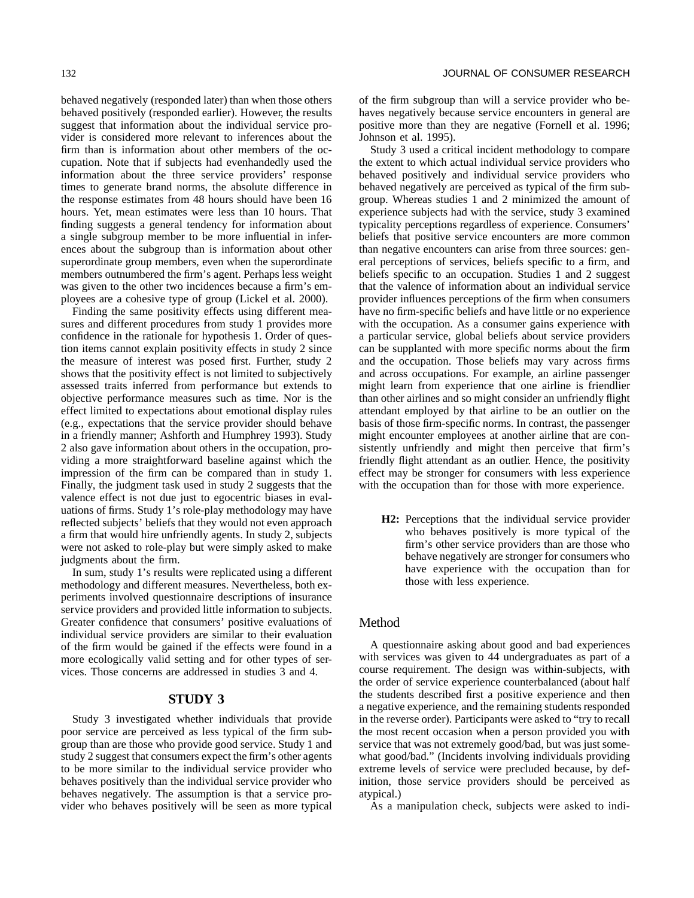behaved negatively (responded later) than when those others behaved positively (responded earlier). However, the results suggest that information about the individual service provider is considered more relevant to inferences about the firm than is information about other members of the occupation. Note that if subjects had evenhandedly used the information about the three service providers' response times to generate brand norms, the absolute difference in the response estimates from 48 hours should have been 16 hours. Yet, mean estimates were less than 10 hours. That finding suggests a general tendency for information about a single subgroup member to be more influential in inferences about the subgroup than is information about other superordinate group members, even when the superordinate members outnumbered the firm's agent. Perhaps less weight was given to the other two incidences because a firm's employees are a cohesive type of group (Lickel et al. 2000).

Finding the same positivity effects using different measures and different procedures from study 1 provides more confidence in the rationale for hypothesis 1. Order of question items cannot explain positivity effects in study 2 since the measure of interest was posed first. Further, study 2 shows that the positivity effect is not limited to subjectively assessed traits inferred from performance but extends to objective performance measures such as time. Nor is the effect limited to expectations about emotional display rules (e.g., expectations that the service provider should behave in a friendly manner; Ashforth and Humphrey 1993). Study 2 also gave information about others in the occupation, providing a more straightforward baseline against which the impression of the firm can be compared than in study 1. Finally, the judgment task used in study 2 suggests that the valence effect is not due just to egocentric biases in evaluations of firms. Study 1's role-play methodology may have reflected subjects' beliefs that they would not even approach a firm that would hire unfriendly agents. In study 2, subjects were not asked to role-play but were simply asked to make judgments about the firm.

In sum, study 1's results were replicated using a different methodology and different measures. Nevertheless, both experiments involved questionnaire descriptions of insurance service providers and provided little information to subjects. Greater confidence that consumers' positive evaluations of individual service providers are similar to their evaluation of the firm would be gained if the effects were found in a more ecologically valid setting and for other types of services. Those concerns are addressed in studies 3 and 4.

## STUDY 3

Study 3 investigated whether individuals that provide poor service are perceived as less typical of the firm subgroup than are those who provide good service. Study 1 and study 2 suggest that consumers expect the firm's other agents to be more similar to the individual service provider who behaves positively than the individual service provider who behaves negatively. The assumption is that a service provider who behaves positively will be seen as more typical of the firm subgroup than will a service provider who behaves negatively because service encounters in general are positive more than they are negative (Fornell et al. 1996; Johnson et al. 1995).

Study 3 used a critical incident methodology to compare the extent to which actual individual service providers who behaved positively and individual service providers who behaved negatively are perceived as typical of the firm subgroup. Whereas studies 1 and 2 minimized the amount of experience subjects had with the service, study 3 examined typicality perceptions regardless of experience. Consumers' beliefs that positive service encounters are more common than negative encounters can arise from three sources: general perceptions of services, beliefs specific to a firm, and beliefs specific to an occupation. Studies 1 and 2 suggest that the valence of information about an individual service provider influences perceptions of the firm when consumers have no firm-specific beliefs and have little or no experience with the occupation. As a consumer gains experience with a particular service, global beliefs about service providers can be supplanted with more specific norms about the firm and the occupation. Those beliefs may vary across firms and across occupations. For example, an airline passenger might learn from experience that one airline is friendlier than other airlines and so might consider an unfriendly flight attendant employed by that airline to be an outlier on the basis of those firm-specific norms. In contrast, the passenger might encounter employees at another airline that are consistently unfriendly and might then perceive that firm's friendly flight attendant as an outlier. Hence, the positivity effect may be stronger for consumers with less experience with the occupation than for those with more experience.

> **H2:** Perceptions that the individual service provider who behaves positively is more typical of the firm's other service providers than are those who behave negatively are stronger for consumers who have experience with the occupation than for those with less experience.

### Method

A questionnaire asking about good and bad experiences with services was given to 44 undergraduates as part of a course requirement. The design was within-subjects, with the order of service experience counterbalanced (about half the students described first a positive experience and then a negative experience, and the remaining students responded in the reverse order). Participants were asked to "try to recall the most recent occasion when a person provided you with service that was not extremely good/bad, but was just somewhat good/bad." (Incidents involving individuals providing extreme levels of service were precluded because, by definition, those service providers should be perceived as atypical.)

As a manipulation check, subjects were asked to indi-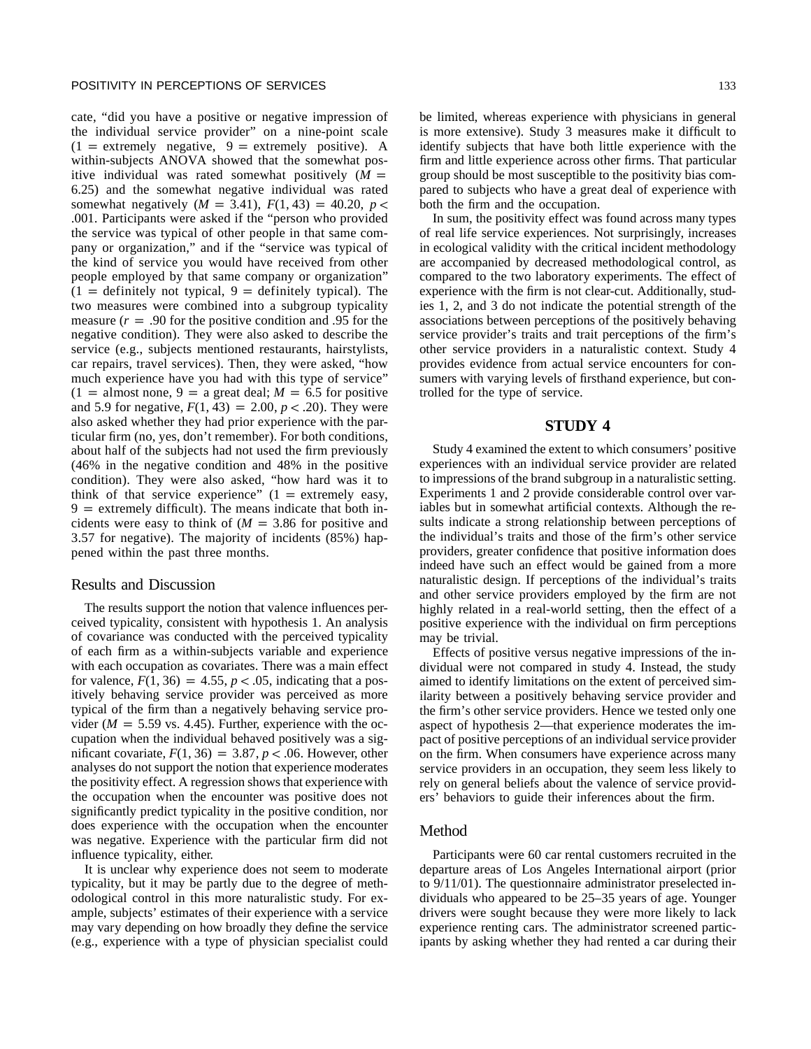cate, "did you have a positive or negative impression of the individual service provider" on a nine-point scale (1 = extremely negative, 9 = extremely positive). A within-subjects ANOVA showed that the somewhat positive individual was rated somewhat positively ($M$ = 6.25) and the somewhat negative individual was rated somewhat negatively ($M$ = 3.41), $F(1, 43) = 40.20$, $p < .001$. Participants were asked if the "person who provided the service was typical of other people in that same company or organization," and if the "service was typical of the kind of service you would have received from other people employed by that same company or organization" (1 = definitely not typical, 9 = definitely typical). The two measures were combined into a subgroup typicality measure ($r = .90$ for the positive condition and .95 for the negative condition). They were also asked to describe the service (e.g., subjects mentioned restaurants, hairstylists, car repairs, travel services). Then, they were asked, "how much experience have you had with this type of service" (1 = almost none, 9 = a great deal; $M$ = 6.5 for positive and 5.9 for negative, $F(1, 43) = 2.00$, $p < .20$). They were also asked whether they had prior experience with the particular firm (no, yes, don't remember). For both conditions, about half of the subjects had not used the firm previously (46% in the negative condition and 48% in the positive condition). They were also asked, "how hard was it to think of that service experience" (1 = extremely easy, 9 = extremely difficult). The means indicate that both incidents were easy to think of ($M$ = 3.86 for positive and 3.57 for negative). The majority of incidents (85%) happened within the past three months.

## Results and Discussion

The results support the notion that valence influences perceived typicality, consistent with hypothesis 1. An analysis of covariance was conducted with the perceived typicality of each firm as a within-subjects variable and experience with each occupation as covariates. There was a main effect for valence, $F(1, 36) = 4.55$, $p < .05$, indicating that a positively behaving service provider was perceived as more typical of the firm than a negatively behaving service provider ($M$ = 5.59 vs. 4.45). Further, experience with the occupation when the individual behaved positively was a significant covariate, $F(1, 36) = 3.87$, $p < .06$. However, other analyses do not support the notion that experience moderates the positivity effect. A regression shows that experience with the occupation when the encounter was positive does not significantly predict typicality in the positive condition, nor does experience with the occupation when the encounter was negative. Experience with the particular firm did not influence typicality, either.

It is unclear why experience does not seem to moderate typicality, but it may be partly due to the degree of methodological control in this more naturalistic study. For example, subjects' estimates of their experience with a service may vary depending on how broadly they define the service (e.g., experience with a type of physician specialist could be limited, whereas experience with physicians in general is more extensive). Study 3 measures make it difficult to identify subjects that have both little experience with the firm and little experience across other firms. That particular group should be most susceptible to the positivity bias compared to subjects who have a great deal of experience with both the firm and the occupation.

In sum, the positivity effect was found across many types of real life service experiences. Not surprisingly, increases in ecological validity with the critical incident methodology are accompanied by decreased methodological control, as compared to the two laboratory experiments. The effect of experience with the firm is not clear-cut. Additionally, studies 1, 2, and 3 do not indicate the potential strength of the associations between perceptions of the positively behaving service provider's traits and trait perceptions of the firm's other service providers in a naturalistic context. Study 4 provides evidence from actual service encounters for consumers with varying levels of firsthand experience, but controlled for the type of service.

# STUDY 4

Study 4 examined the extent to which consumers' positive experiences with an individual service provider are related to impressions of the brand subgroup in a naturalistic setting. Experiments 1 and 2 provide considerable control over variables but in somewhat artificial contexts. Although the results indicate a strong relationship between perceptions of the individual's traits and those of the firm's other service providers, greater confidence that positive information does indeed have such an effect would be gained from a more naturalistic design. If perceptions of the individual's traits and other service providers employed by the firm are not highly related in a real-world setting, then the effect of a positive experience with the individual on firm perceptions may be trivial.

Effects of positive versus negative impressions of the individual were not compared in study 4. Instead, the study aimed to identify limitations on the extent of perceived similarity between a positively behaving service provider and the firm's other service providers. Hence we tested only one aspect of hypothesis 2—that experience moderates the impact of positive perceptions of an individual service provider on the firm. When consumers have experience across many service providers in an occupation, they seem less likely to rely on general beliefs about the valence of service providers' behaviors to guide their inferences about the firm.

## Method

Participants were 60 car rental customers recruited in the departure areas of Los Angeles International airport (prior to 9/11/01). The questionnaire administrator preselected individuals who appeared to be 25–35 years of age. Younger drivers were sought because they were more likely to lack experience renting cars. The administrator screened participants by asking whether they had rented a car during their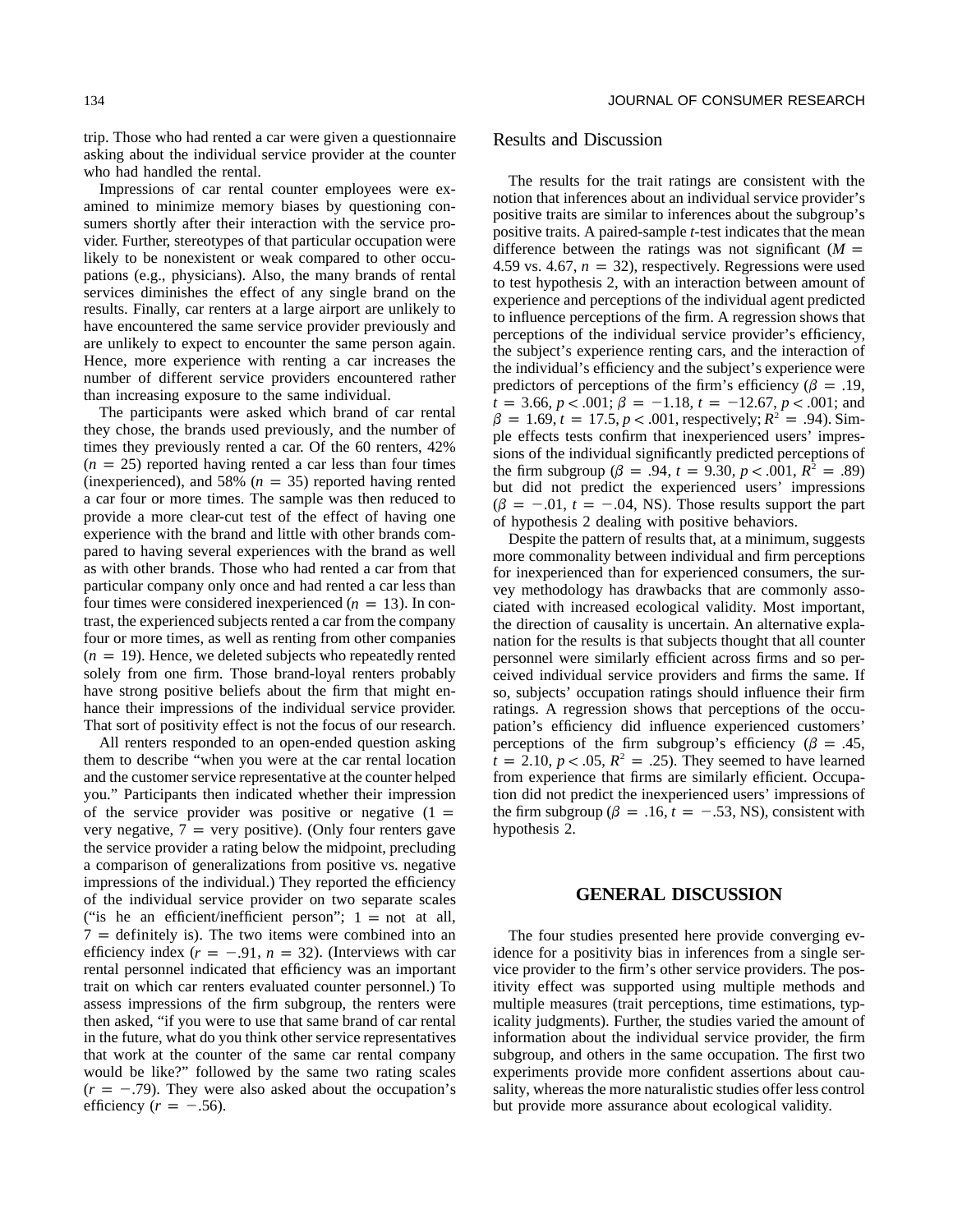trip. Those who had rented a car were given a questionnaire asking about the individual service provider at the counter who had handled the rental.

Impressions of car rental counter employees were examined to minimize memory biases by questioning consumers shortly after their interaction with the service provider. Further, stereotypes of that particular occupation were likely to be nonexistent or weak compared to other occupations (e.g., physicians). Also, the many brands of rental services diminishes the effect of any single brand on the results. Finally, car renters at a large airport are unlikely to have encountered the same service provider previously and are unlikely to expect to encounter the same person again. Hence, more experience with renting a car increases the number of different service providers encountered rather than increasing exposure to the same individual.

The participants were asked which brand of car rental they chose, the brands used previously, and the number of times they previously rented a car. Of the 60 renters, 42% ($n = 25$) reported having rented a car less than four times (inexperienced), and 58% ($n = 35$) reported having rented a car four or more times. The sample was then reduced to provide a more clear-cut test of the effect of having one experience with the brand and little with other brands compared to having several experiences with the brand as well as with other brands. Those who had rented a car from that particular company only once and had rented a car less than four times were considered inexperienced ($n = 13$). In contrast, the experienced subjects rented a car from the company four or more times, as well as renting from other companies ($n = 19$). Hence, we deleted subjects who repeatedly rented solely from one firm. Those brand-loyal renters probably have strong positive beliefs about the firm that might enhance their impressions of the individual service provider. That sort of positivity effect is not the focus of our research.

All renters responded to an open-ended question asking them to describe "when you were at the car rental location and the customer service representative at the counter helped you." Participants then indicated whether their impression of the service provider was positive or negative (1 = very negative, 7 = very positive). (Only four renters gave the service provider a rating below the midpoint, precluding a comparison of generalizations from positive vs. negative impressions of the individual.) They reported the efficiency of the individual service provider on two separate scales ("is he an efficient/inefficient person"; 1 = not at all, 7 = definitely is). The two items were combined into an efficiency index ($r = -.91$, $n = 32$). (Interviews with car rental personnel indicated that efficiency was an important trait on which car renters evaluated counter personnel.) To assess impressions of the firm subgroup, the renters were then asked, "if you were to use that same brand of car rental in the future, what do you think other service representatives that work at the counter of the same car rental company would be like?" followed by the same two rating scales ($r = -.79$). They were also asked about the occupation's efficiency ($r = -.56$).

## Results and Discussion

The results for the trait ratings are consistent with the notion that inferences about an individual service provider's positive traits are similar to inferences about the subgroup's positive traits. A paired-sample *t*-test indicates that the mean difference between the ratings was not significant ($M = 4.59$ vs. $4.67$, $n = 32$), respectively. Regressions were used to test hypothesis 2, with an interaction between amount of experience and perceptions of the individual agent predicted to influence perceptions of the firm. A regression shows that perceptions of the individual service provider's efficiency, the subject's experience renting cars, and the interaction of the individual's efficiency and the subject's experience were predictors of perceptions of the firm's efficiency ($\beta = .19$, $t = 3.66$, $p < .001$; $\beta = -1.18$, $t = -12.67$, $p < .001$; and $\beta = 1.69$, $t = 17.5$, $p < .001$, respectively; $R^2 = .94$). Simple effects tests confirm that inexperienced users' impressions of the individual significantly predicted perceptions of the firm subgroup ($\beta = .94$, $t = 9.30$, $p < .001$, $R^2 = .89$) but did not predict the experienced users' impressions ($\beta = -.01$, $t = -.04$, NS). Those results support the part of hypothesis 2 dealing with positive behaviors.

Despite the pattern of results that, at a minimum, suggests more commonality between individual and firm perceptions for inexperienced than for experienced consumers, the survey methodology has drawbacks that are commonly associated with increased ecological validity. Most important, the direction of causality is uncertain. An alternative explanation for the results is that subjects thought that all counter personnel were similarly efficient across firms and so perceived individual service providers and firms the same. If so, subjects' occupation ratings should influence their firm ratings. A regression shows that perceptions of the occupation's efficiency did influence experienced customers' perceptions of the firm subgroup's efficiency ($\beta = .45$, $t = 2.10$, $p < .05$, $R^2 = .25$). They seemed to have learned from experience that firms are similarly efficient. Occupation did not predict the inexperienced users' impressions of the firm subgroup ($\beta = .16$, $t = -.53$, NS), consistent with hypothesis 2.

# GENERAL DISCUSSION

The four studies presented here provide converging evidence for a positivity bias in inferences from a single service provider to the firm's other service providers. The positivity effect was supported using multiple methods and multiple measures (trait perceptions, time estimations, typicality judgments). Further, the studies varied the amount of information about the individual service provider, the firm subgroup, and others in the same occupation. The first two experiments provide more confident assertions about causality, whereas the more naturalistic studies offer less control but provide more assurance about ecological validity.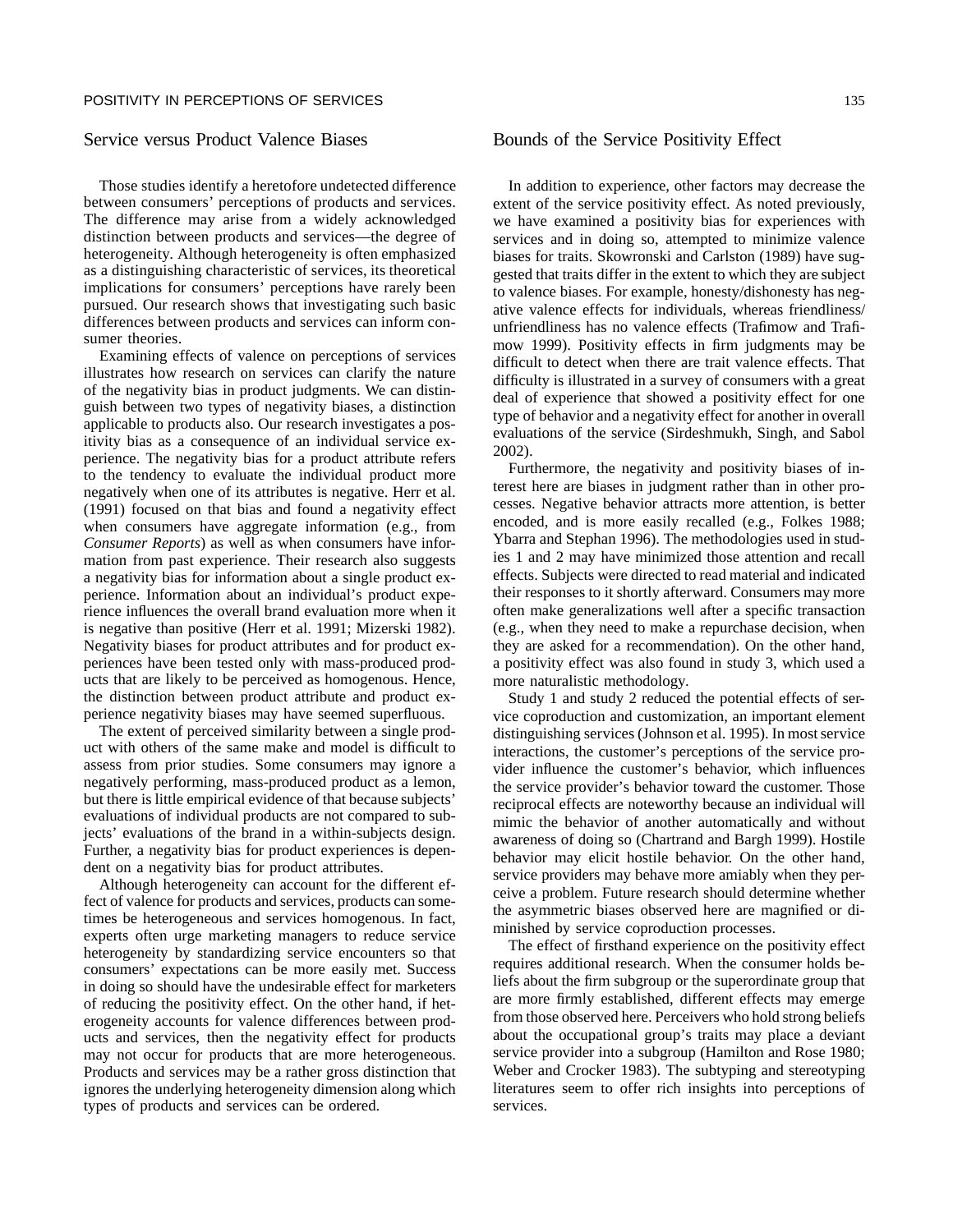## Service versus Product Valence Biases

Those studies identify a heretofore undetected difference between consumers' perceptions of products and services. The difference may arise from a widely acknowledged distinction between products and services—the degree of heterogeneity. Although heterogeneity is often emphasized as a distinguishing characteristic of services, its theoretical implications for consumers' perceptions have rarely been pursued. Our research shows that investigating such basic differences between products and services can inform consumer theories.

Examining effects of valence on perceptions of services illustrates how research on services can clarify the nature of the negativity bias in product judgments. We can distinguish between two types of negativity biases, a distinction applicable to products also. Our research investigates a positivity bias as a consequence of an individual service experience. The negativity bias for a product attribute refers to the tendency to evaluate the individual product more negatively when one of its attributes is negative. Herr et al. (1991) focused on that bias and found a negativity effect when consumers have aggregate information (e.g., from *Consumer Reports*) as well as when consumers have information from past experience. Their research also suggests a negativity bias for information about a single product experience. Information about an individual's product experience influences the overall brand evaluation more when it is negative than positive (Herr et al. 1991; Mizerski 1982). Negativity biases for product attributes and for product experiences have been tested only with mass-produced products that are likely to be perceived as homogenous. Hence, the distinction between product attribute and product experience negativity biases may have seemed superfluous.

The extent of perceived similarity between a single product with others of the same make and model is difficult to assess from prior studies. Some consumers may ignore a negatively performing, mass-produced product as a lemon, but there is little empirical evidence of that because subjects' evaluations of individual products are not compared to subjects' evaluations of the brand in a within-subjects design. Further, a negativity bias for product experiences is dependent on a negativity bias for product attributes.

Although heterogeneity can account for the different effect of valence for products and services, products can sometimes be heterogeneous and services homogenous. In fact, experts often urge marketing managers to reduce service heterogeneity by standardizing service encounters so that consumers' expectations can be more easily met. Success in doing so should have the undesirable effect for marketers of reducing the positivity effect. On the other hand, if heterogeneity accounts for valence differences between products and services, then the negativity effect for products may not occur for products that are more heterogeneous. Products and services may be a rather gross distinction that ignores the underlying heterogeneity dimension along which types of products and services can be ordered.

## Bounds of the Service Positivity Effect

In addition to experience, other factors may decrease the extent of the service positivity effect. As noted previously, we have examined a positivity bias for experiences with services and in doing so, attempted to minimize valence biases for traits. Skowronski and Carlston (1989) have suggested that traits differ in the extent to which they are subject to valence biases. For example, honesty/dishonesty has negative valence effects for individuals, whereas friendliness/unfriendliness has no valence effects (Trafimow and Trafimow 1999). Positivity effects in firm judgments may be difficult to detect when there are trait valence effects. That difficulty is illustrated in a survey of consumers with a great deal of experience that showed a positivity effect for one type of behavior and a negativity effect for another in overall evaluations of the service (Sirdeshmukh, Singh, and Sabol 2002).

Furthermore, the negativity and positivity biases of interest here are biases in judgment rather than in other processes. Negative behavior attracts more attention, is better encoded, and is more easily recalled (e.g., Folkes 1988; Ybarra and Stephan 1996). The methodologies used in studies 1 and 2 may have minimized those attention and recall effects. Subjects were directed to read material and indicated their responses to it shortly afterward. Consumers may more often make generalizations well after a specific transaction (e.g., when they need to make a repurchase decision, when they are asked for a recommendation). On the other hand, a positivity effect was also found in study 3, which used a more naturalistic methodology.

Study 1 and study 2 reduced the potential effects of service coproduction and customization, an important element distinguishing services (Johnson et al. 1995). In most service interactions, the customer's perceptions of the service provider influence the customer's behavior, which influences the service provider's behavior toward the customer. Those reciprocal effects are noteworthy because an individual will mimic the behavior of another automatically and without awareness of doing so (Chartrand and Bargh 1999). Hostile behavior may elicit hostile behavior. On the other hand, service providers may behave more amiably when they perceive a problem. Future research should determine whether the asymmetric biases observed here are magnified or diminished by service coproduction processes.

The effect of firsthand experience on the positivity effect requires additional research. When the consumer holds beliefs about the firm subgroup or the superordinate group that are more firmly established, different effects may emerge from those observed here. Perceivers who hold strong beliefs about the occupational group's traits may place a deviant service provider into a subgroup (Hamilton and Rose 1980; Weber and Crocker 1983). The subtyping and stereotyping literatures seem to offer rich insights into perceptions of services.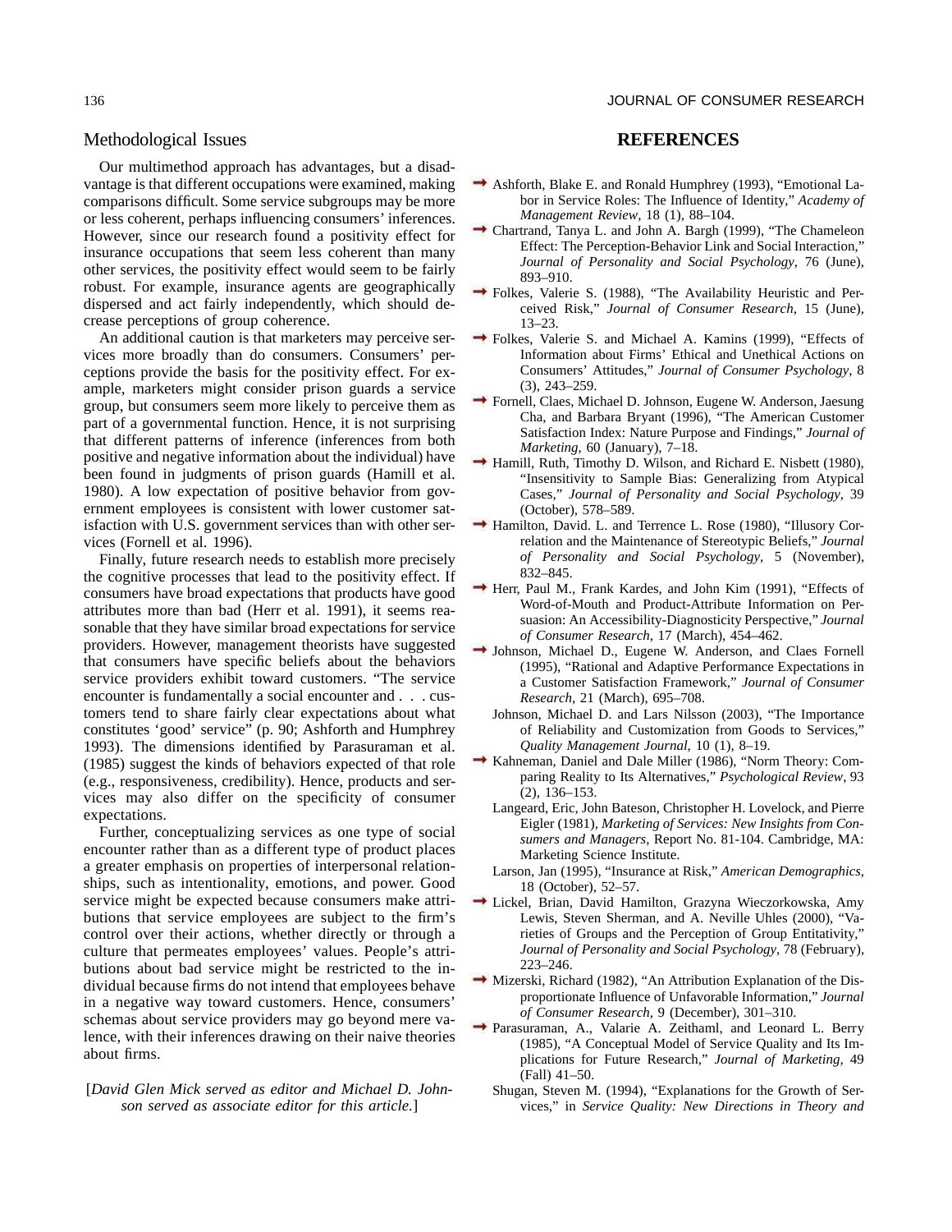## Methodological Issues

Our multimethod approach has advantages, but a disadvantage is that different occupations were examined, making comparisons difficult. Some service subgroups may be more or less coherent, perhaps influencing consumers' inferences. However, since our research found a positivity effect for insurance occupations that seem less coherent than many other services, the positivity effect would seem to be fairly robust. For example, insurance agents are geographically dispersed and act fairly independently, which should decrease perceptions of group coherence.

An additional caution is that marketers may perceive services more broadly than do consumers. Consumers' perceptions provide the basis for the positivity effect. For example, marketers might consider prison guards a service group, but consumers seem more likely to perceive them as part of a governmental function. Hence, it is not surprising that different patterns of inference (inferences from both positive and negative information about the individual) have been found in judgments of prison guards (Hamill et al. 1980). A low expectation of positive behavior from government employees is consistent with lower customer satisfaction with U.S. government services than with other services (Fornell et al. 1996).

Finally, future research needs to establish more precisely the cognitive processes that lead to the positivity effect. If consumers have broad expectations that products have good attributes more than bad (Herr et al. 1991), it seems reasonable that they have similar broad expectations for service providers. However, management theorists have suggested that consumers have specific beliefs about the behaviors service providers exhibit toward customers. "The service encounter is fundamentally a social encounter and . . . customers tend to share fairly clear expectations about what constitutes 'good' service" (p. 90; Ashforth and Humphrey 1993). The dimensions identified by Parasuraman et al. (1985) suggest the kinds of behaviors expected of that role (e.g., responsiveness, credibility). Hence, products and services may also differ on the specificity of consumer expectations.

Further, conceptualizing services as one type of social encounter rather than as a different type of product places a greater emphasis on properties of interpersonal relationships, such as intentionality, emotions, and power. Good service might be expected because consumers make attributions that service employees are subject to the firm's control over their actions, whether directly or through a culture that permeates employees' values. People's attributions about bad service might be restricted to the individual because firms do not intend that employees behave in a negative way toward customers. Hence, consumers' schemas about service providers may go beyond mere valence, with their inferences drawing on their naive theories about firms.

[*David Glen Mick served as editor and Michael D. Johnson served as associate editor for this article.*]

## REFERENCES

Ashforth, Blake E. and Ronald Humphrey (1993), "Emotional Labor in Service Roles: The Influence of Identity," *Academy of Management Review*, 18 (1), 88–104.

Chartrand, Tanya L. and John A. Bargh (1999), "The Chameleon Effect: The Perception-Behavior Link and Social Interaction," *Journal of Personality and Social Psychology*, 76 (June), 893–910.

Folkes, Valerie S. (1988), "The Availability Heuristic and Perceived Risk," *Journal of Consumer Research*, 15 (June), 13–23.

Folkes, Valerie S. and Michael A. Kamins (1999), "Effects of Information about Firms' Ethical and Unethical Actions on Consumers' Attitudes," *Journal of Consumer Psychology*, 8 (3), 243–259.

Fornell, Claes, Michael D. Johnson, Eugene W. Anderson, Jaesung Cha, and Barbara Bryant (1996), "The American Customer Satisfaction Index: Nature Purpose and Findings," *Journal of Marketing*, 60 (January), 7–18.

Hamill, Ruth, Timothy D. Wilson, and Richard E. Nisbett (1980), "Insensitivity to Sample Bias: Generalizing from Atypical Cases," *Journal of Personality and Social Psychology*, 39 (October), 578–589.

Hamilton, David. L. and Terrence L. Rose (1980), "Illusory Correlation and the Maintenance of Stereotypic Beliefs," *Journal of Personality and Social Psychology*, 5 (November), 832–845.

Herr, Paul M., Frank Kardes, and John Kim (1991), "Effects of Word-of-Mouth and Product-Attribute Information on Persuasion: An Accessibility-Diagnosticity Perspective," *Journal of Consumer Research*, 17 (March), 454–462.

Johnson, Michael D., Eugene W. Anderson, and Claes Fornell (1995), "Rational and Adaptive Performance Expectations in a Customer Satisfaction Framework," *Journal of Consumer Research*, 21 (March), 695–708.

Johnson, Michael D. and Lars Nilsson (2003), "The Importance of Reliability and Customization from Goods to Services," *Quality Management Journal*, 10 (1), 8–19.

Kahneman, Daniel and Dale Miller (1986), "Norm Theory: Comparing Reality to Its Alternatives," *Psychological Review*, 93 (2), 136–153.

Langeard, Eric, John Bateson, Christopher H. Lovelock, and Pierre Eigler (1981), *Marketing of Services: New Insights from Consumers and Managers*, Report No. 81-104. Cambridge, MA: Marketing Science Institute.

Larson, Jan (1995), "Insurance at Risk," *American Demographics*, 18 (October), 52–57.

Lickel, Brian, David Hamilton, Grazyna Wieczorkowska, Amy Lewis, Steven Sherman, and A. Neville Uhles (2000), "Varieties of Groups and the Perception of Group Entitativity," *Journal of Personality and Social Psychology*, 78 (February), 223–246.

Mizerski, Richard (1982), "An Attribution Explanation of the Disproportionate Influence of Unfavorable Information," *Journal of Consumer Research*, 9 (December), 301–310.

Parasuraman, A., Valarie A. Zeithaml, and Leonard L. Berry (1985), "A Conceptual Model of Service Quality and Its Implications for Future Research," *Journal of Marketing*, 49 (Fall) 41–50.

Shugan, Steven M. (1994), "Explanations for the Growth of Services," in *Service Quality: New Directions in Theory and*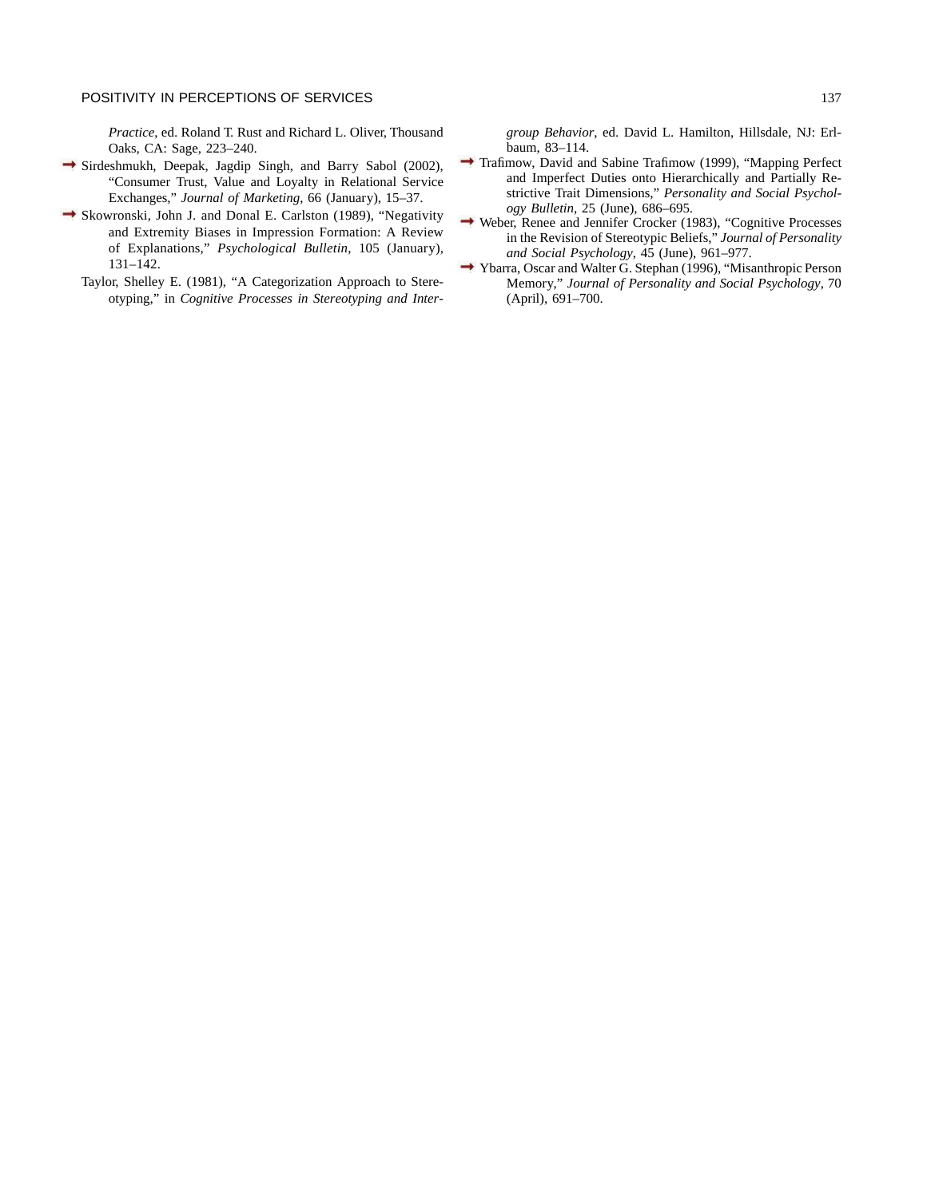*Practice*, ed. Roland T. Rust and Richard L. Oliver, Thousand Oaks, CA: Sage, 223–240.

Sirdeshmukh, Deepak, Jagdip Singh, and Barry Sabol (2002), "Consumer Trust, Value and Loyalty in Relational Service Exchanges," *Journal of Marketing*, 66 (January), 15–37.

Skowronski, John J. and Donal E. Carlston (1989), "Negativity and Extremity Biases in Impression Formation: A Review of Explanations," *Psychological Bulletin*, 105 (January), 131–142.

Taylor, Shelley E. (1981), "A Categorization Approach to Stereotyping," in *Cognitive Processes in Stereotyping and Intergroup Behavior*, ed. David L. Hamilton, Hillsdale, NJ: Erlbaum, 83–114.

Trafimow, David and Sabine Trafimow (1999), "Mapping Perfect and Imperfect Duties onto Hierarchically and Partially Restrictive Trait Dimensions," *Personality and Social Psychology Bulletin*, 25 (June), 686–695.

Weber, Renee and Jennifer Crocker (1983), "Cognitive Processes in the Revision of Stereotypic Beliefs," *Journal of Personality and Social Psychology*, 45 (June), 961–977.

Ybarra, Oscar and Walter G. Stephan (1996), "Misanthropic Person Memory," *Journal of Personality and Social Psychology*, 70 (April), 691–700.